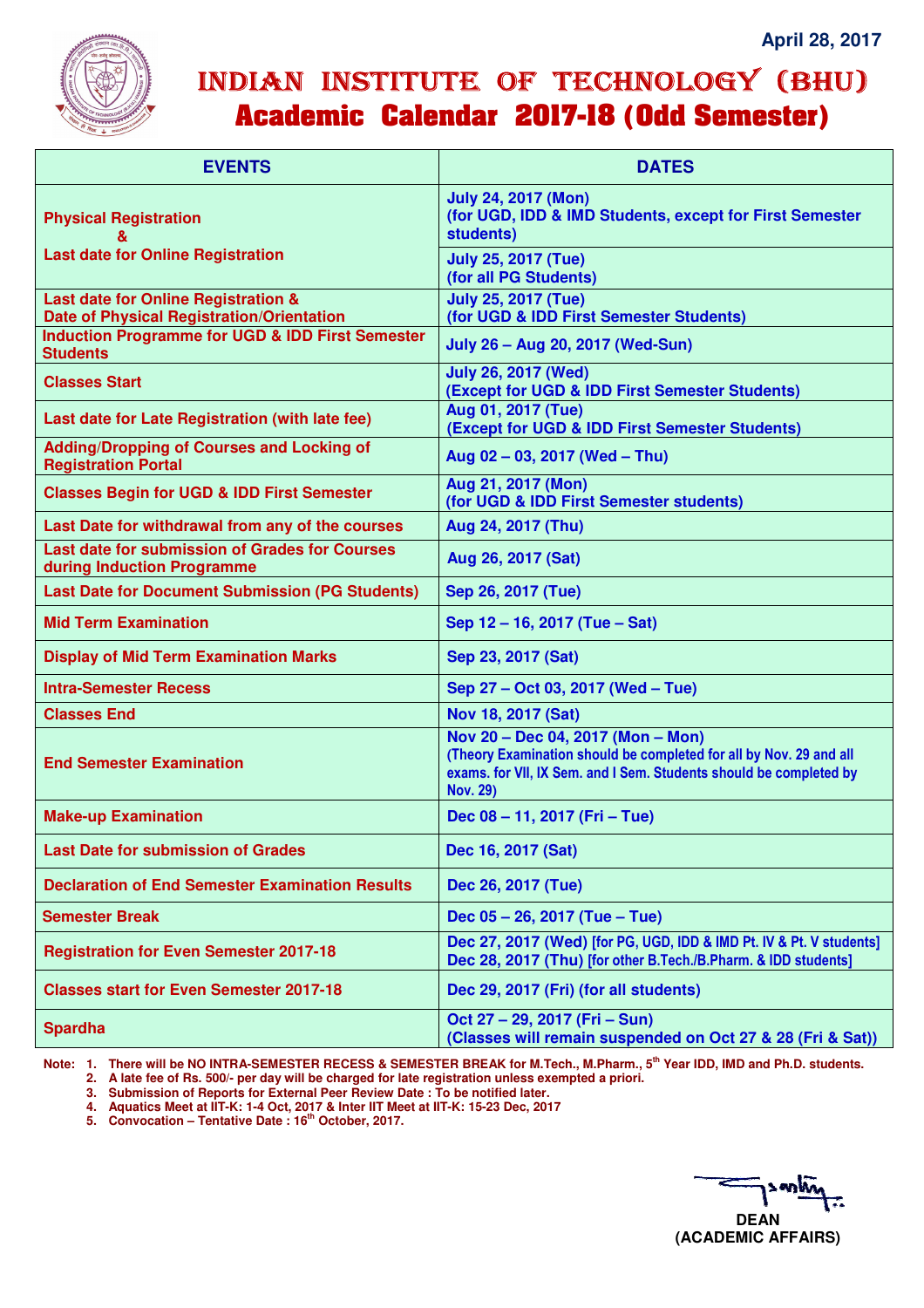April 28, 2017

# INDIAN INSTITUTE OF TECHNOLOGY (BHU)
## Academic Calendar 2017-18 (Odd Semester)

| EVENTS | DATES |
|---|---|
| Physical Registration & Last date for Online Registration | July 24, 2017 (Mon) (for UGD, IDD & IMD Students, except for First Semester students) |
| | July 25, 2017 (Tue) (for all PG Students) |
| Last date for Online Registration & Date of Physical Registration/Orientation | July 25, 2017 (Tue) (for UGD & IDD First Semester Students) |
| Induction Programme for UGD & IDD First Semester Students | July 26 – Aug 20, 2017 (Wed-Sun) |
| Classes Start | July 26, 2017 (Wed) (Except for UGD & IDD First Semester Students) |
| Last date for Late Registration (with late fee) | Aug 01, 2017 (Tue) (Except for UGD & IDD First Semester Students) |
| Adding/Dropping of Courses and Locking of Registration Portal | Aug 02 – 03, 2017 (Wed – Thu) |
| Classes Begin for UGD & IDD First Semester | Aug 21, 2017 (Mon) (for UGD & IDD First Semester students) |
| Last Date for withdrawal from any of the courses | Aug 24, 2017 (Thu) |
| Last date for submission of Grades for Courses during Induction Programme | Aug 26, 2017 (Sat) |
| Last Date for Document Submission (PG Students) | Sep 26, 2017 (Tue) |
| Mid Term Examination | Sep 12 – 16, 2017 (Tue – Sat) |
| Display of Mid Term Examination Marks | Sep 23, 2017 (Sat) |
| Intra-Semester Recess | Sep 27 – Oct 03, 2017 (Wed – Tue) |
| Classes End | Nov 18, 2017 (Sat) |
| End Semester Examination | Nov 20 – Dec 04, 2017 (Mon – Mon) (Theory Examination should be completed for all by Nov. 29 and all exams. for VII, IX Sem. and I Sem. Students should be completed by Nov. 29) |
| Make-up Examination | Dec 08 – 11, 2017 (Fri – Tue) |
| Last Date for submission of Grades | Dec 16, 2017 (Sat) |
| Declaration of End Semester Examination Results | Dec 26, 2017 (Tue) |
| Semester Break | Dec 05 – 26, 2017 (Tue – Tue) |
| Registration for Even Semester 2017-18 | Dec 27, 2017 (Wed) [for PG, UGD, IDD & IMD Pt. IV & Pt. V students] Dec 28, 2017 (Thu) [for other B.Tech./B.Pharm. & IDD students] |
| Classes start for Even Semester 2017-18 | Dec 29, 2017 (Fri) (for all students) |
| Spardha | Oct 27 – 29, 2017 (Fri – Sun) (Classes will remain suspended on Oct 27 & 28 (Fri & Sat)) |

**Note:**
1. There will be NO INTRA-SEMESTER RECESS & SEMESTER BREAK for M.Tech., M.Pharm., 5th Year IDD, IMD and Ph.D. students.
2. A late fee of Rs. 500/- per day will be charged for late registration unless exempted a priori.
3. Submission of Reports for External Peer Review Date : To be notified later.
4. Aquatics Meet at IIT-K: 1-4 Oct, 2017 & Inter IIT Meet at IIT-K: 15-23 Dec, 2017
5. Convocation – Tentative Date : 16th October, 2017.

DEAN
(ACADEMIC AFFAIRS)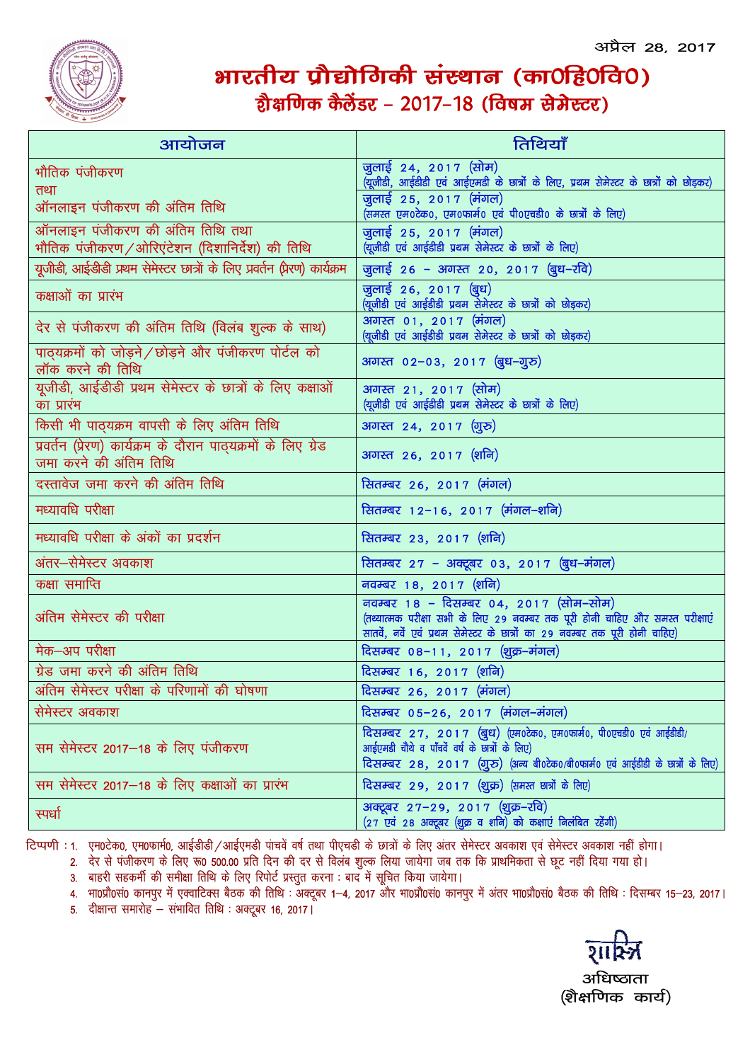अप्रैल 28, 2017

# भारतीय प्रौद्योगिकी संस्थान (का0हि0वि0)
## शैक्षणिक कैलेंडर – 2017–18 (विषम सेमेस्टर)

| आयोजन | तिथियाँ |
|---|---|
| भौतिक पंजीकरण तथा ऑनलाइन पंजीकरण की अंतिम तिथि | जुलाई 24, 2017 (सोम) (यूजीडी, आईडीडी एवं आईएमडी के छात्रों के लिए, प्रथम सेमेस्टर के छात्रों को छोड़कर)<br>जुलाई 25, 2017 (मंगल) (समस्त एम0टेक0, एम0फार्म0 एवं पी0एचडी0 के छात्रों के लिए) |
| ऑनलाइन पंजीकरण की अंतिम तिथि तथा भौतिक पंजीकरण/ओरिएंटेशन (दिशानिर्देश) की तिथि | जुलाई 25, 2017 (मंगल) (यूजीडी एवं आईडीडी प्रथम सेमेस्टर के छात्रों के लिए) |
| यूजीडी, आईडीडी प्रथम सेमेस्टर छात्रों के लिए प्रवर्तन (प्रेरण) कार्यक्रम | जुलाई 26 – अगस्त 20, 2017 (बुध–रवि) |
| कक्षाओं का प्रारंभ | जुलाई 26, 2017 (बुध) (यूजीडी एवं आईडीडी प्रथम सेमेस्टर के छात्रों को छोड़कर) |
| देर से पंजीकरण की अंतिम तिथि (विलंब शुल्क के साथ) | अगस्त 01, 2017 (मंगल) (यूजीडी एवं आईडीडी प्रथम सेमेस्टर के छात्रों को छोड़कर) |
| पाठ्यक्रमों को जोड़ने/छोड़ने और पंजीकरण पोर्टल को लॉक करने की तिथि | अगस्त 02-03, 2017 (बुध–गुरु) |
| यूजीडी, आईडीडी प्रथम सेमेस्टर के छात्रों के लिए कक्षाओं का प्रारंभ | अगस्त 21, 2017 (सोम) (यूजीडी एवं आईडीडी प्रथम सेमेस्टर के छात्रों के लिए) |
| किसी भी पाठ्यक्रम वापसी के लिए अंतिम तिथि | अगस्त 24, 2017 (गुरु) |
| प्रवर्तन (प्रेरण) कार्यक्रम के दौरान पाठ्यक्रमों के लिए ग्रेड जमा करने की अंतिम तिथि | अगस्त 26, 2017 (शनि) |
| दस्तावेज जमा करने की अंतिम तिथि | सितम्बर 26, 2017 (मंगल) |
| मध्यावधि परीक्षा | सितम्बर 12-16, 2017 (मंगल–शनि) |
| मध्यावधि परीक्षा के अंकों का प्रदर्शन | सितम्बर 23, 2017 (शनि) |
| अंतर–सेमेस्टर अवकाश | सितम्बर 27 – अक्टूबर 03, 2017 (बुध–मंगल) |
| कक्षा समाप्ति | नवम्बर 18, 2017 (शनि) |
| अंतिम सेमेस्टर की परीक्षा | नवम्बर 18 – दिसम्बर 04, 2017 (सोम–सोम) (तथ्यात्मक परीक्षा सभी के लिए 29 नवम्बर तक पूरी होनी चाहिए और समस्त परीक्षाएं सातवें, नवें एवं प्रथम सेमेस्टर के छात्रों का 29 नवम्बर तक पूरी होनी चाहिए) |
| मेक–अप परीक्षा | दिसम्बर 08-11, 2017 (शुक्र–मंगल) |
| ग्रेड जमा करने की अंतिम तिथि | दिसम्बर 16, 2017 (शनि) |
| अंतिम सेमेस्टर परीक्षा के परिणामों की घोषणा | दिसम्बर 26, 2017 (मंगल) |
| सेमेस्टर अवकाश | दिसम्बर 05-26, 2017 (मंगल–मंगल) |
| सम सेमेस्टर 2017–18 के लिए पंजीकरण | दिसम्बर 27, 2017 (बुध) (एम0टेक0, एम0फार्म0, पी0एचडी0 एवं आईडीडी/आईएमडी चौथे व पाँचवें वर्ष के छात्रों के लिए)<br>दिसम्बर 28, 2017 (गुरु) (अन्य बी0टेक0/बी0फार्म0 एवं आईडीडी के छात्रों के लिए) |
| सम सेमेस्टर 2017–18 के लिए कक्षाओं का प्रारंभ | दिसम्बर 29, 2017 (शुक्र) (समस्त छात्रों के लिए) |
| स्पर्धा | अक्टूबर 27-29, 2017 (शुक्र–रवि) (27 एवं 28 अक्टूबर (शुक्र व शनि) को कक्षाएं निलंबित रहेंगी) |

टिप्पणी :
1. एम0टेक0, एम0फार्म0, आईडीडी/आईएमडी पांचवें वर्ष तथा पीएचडी के छात्रों के लिए अंतर सेमेस्टर अवकाश एवं सेमेस्टर अवकाश नहीं होगा।
2. देर से पंजीकरण के लिए रू0 500.00 प्रति दिन की दर से विलंब शुल्क लिया जायेगा जब तक कि प्राथमिकता से छूट नहीं दिया गया हो।
3. बाहरी सहकर्मी की समीक्षा तिथि के लिए रिपोर्ट प्रस्तुत करना : बाद में सूचित किया जायेगा।
4. भा0प्रौ0सं0 कानपुर में एक्वाटिक्स बैठक की तिथि : अक्टूबर 1–4, 2017 और भा0प्रौ0सं0 कानपुर में अंतर भा0प्रौ0सं0 बैठक की तिथि : दिसम्बर 15–23, 2017।
5. दीक्षान्त समारोह – संभावित तिथि : अक्टूबर 16, 2017।

शास्त्रि

अधिष्ठाता
(शैक्षणिक कार्य)